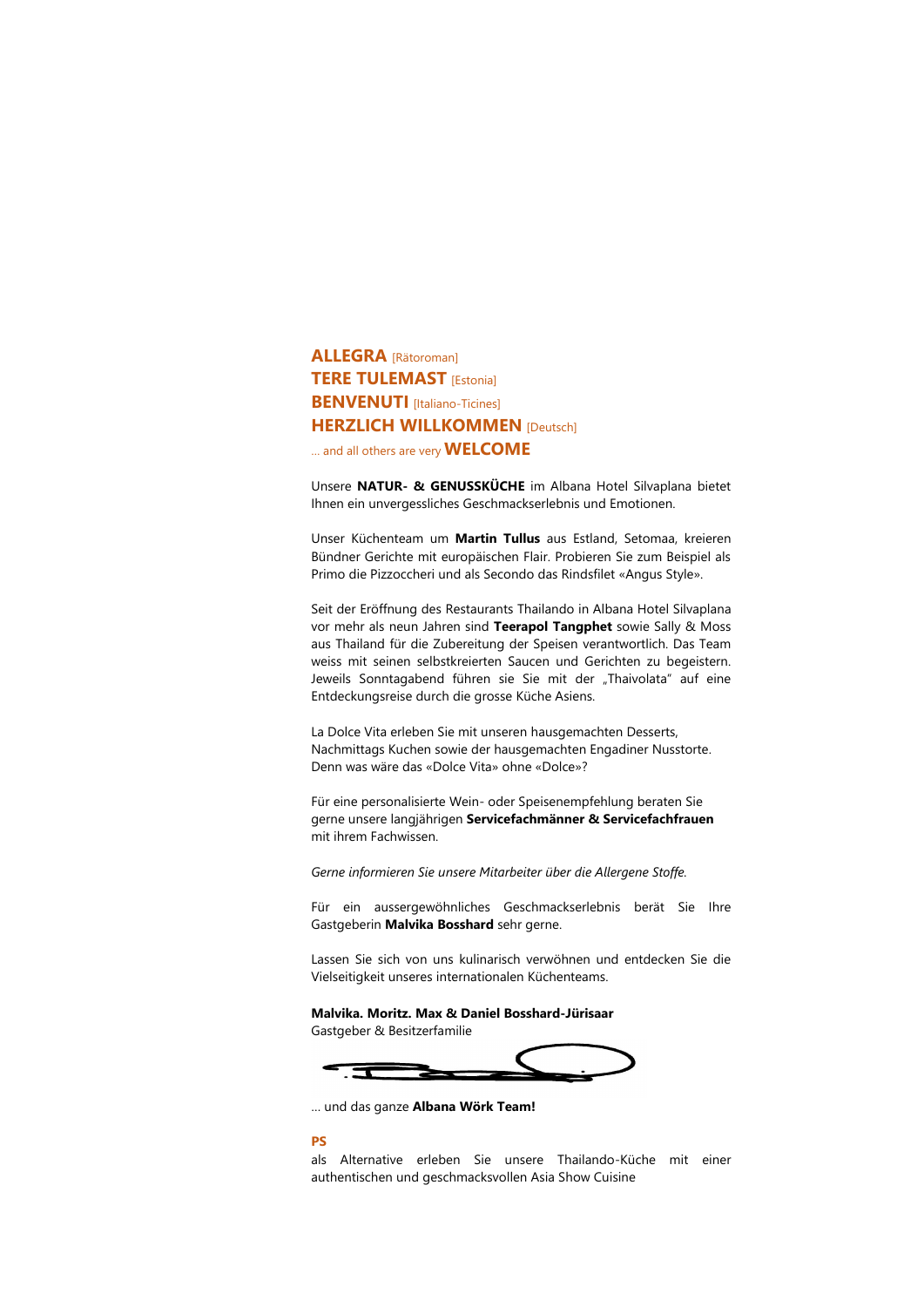**ALLEGRA** [Rätoroman]
**TERE TULEMAST** [Estonia]
**BENVENUTI** [Italiano-Ticines]
**HERZLICH WILLKOMMEN** [Deutsch]
... and all others are very **WELCOME**

Unsere **NATUR- & GENUSSKÜCHE** im Albana Hotel Silvaplana bietet Ihnen ein unvergessliches Geschmackserlebnis und Emotionen.

Unser Küchenteam um **Martin Tullus** aus Estland, Setomaa, kreieren Bündner Gerichte mit europäischen Flair. Probieren Sie zum Beispiel als Primo die Pizzoccheri und als Secondo das Rindsfilet «Angus Style».

Seit der Eröffnung des Restaurants Thailando in Albana Hotel Silvaplana vor mehr als neun Jahren sind **Teerapol Tangphet** sowie Sally & Moss aus Thailand für die Zubereitung der Speisen verantwortlich. Das Team weiss mit seinen selbstkreierten Saucen und Gerichten zu begeistern. Jeweils Sonntagabend führen sie Sie mit der „Thaivolata" auf eine Entdeckungsreise durch die grosse Küche Asiens.

La Dolce Vita erleben Sie mit unseren hausgemachten Desserts, Nachmittags Kuchen sowie der hausgemachten Engadiner Nusstorte. Denn was wäre das «Dolce Vita» ohne «Dolce»?

Für eine personalisierte Wein- oder Speisenempfehlung beraten Sie gerne unsere langjährigen **Servicefachmänner & Servicefachfrauen** mit ihrem Fachwissen.

*Gerne informieren Sie unsere Mitarbeiter über die Allergene Stoffe.*

Für ein aussergewöhnliches Geschmackserlebnis berät Sie Ihre Gastgeberin **Malvika Bosshard** sehr gerne.

Lassen Sie sich von uns kulinarisch verwöhnen und entdecken Sie die Vielseitigkeit unseres internationalen Küchenteams.

**Malvika. Moritz. Max & Daniel Bosshard-Jürisaar**
Gastgeber & Besitzerfamilie

... und das ganze **Albana Wörk Team!**

**PS**
als Alternative erleben Sie unsere Thailando-Küche mit einer authentischen und geschmacksvollen Asia Show Cuisine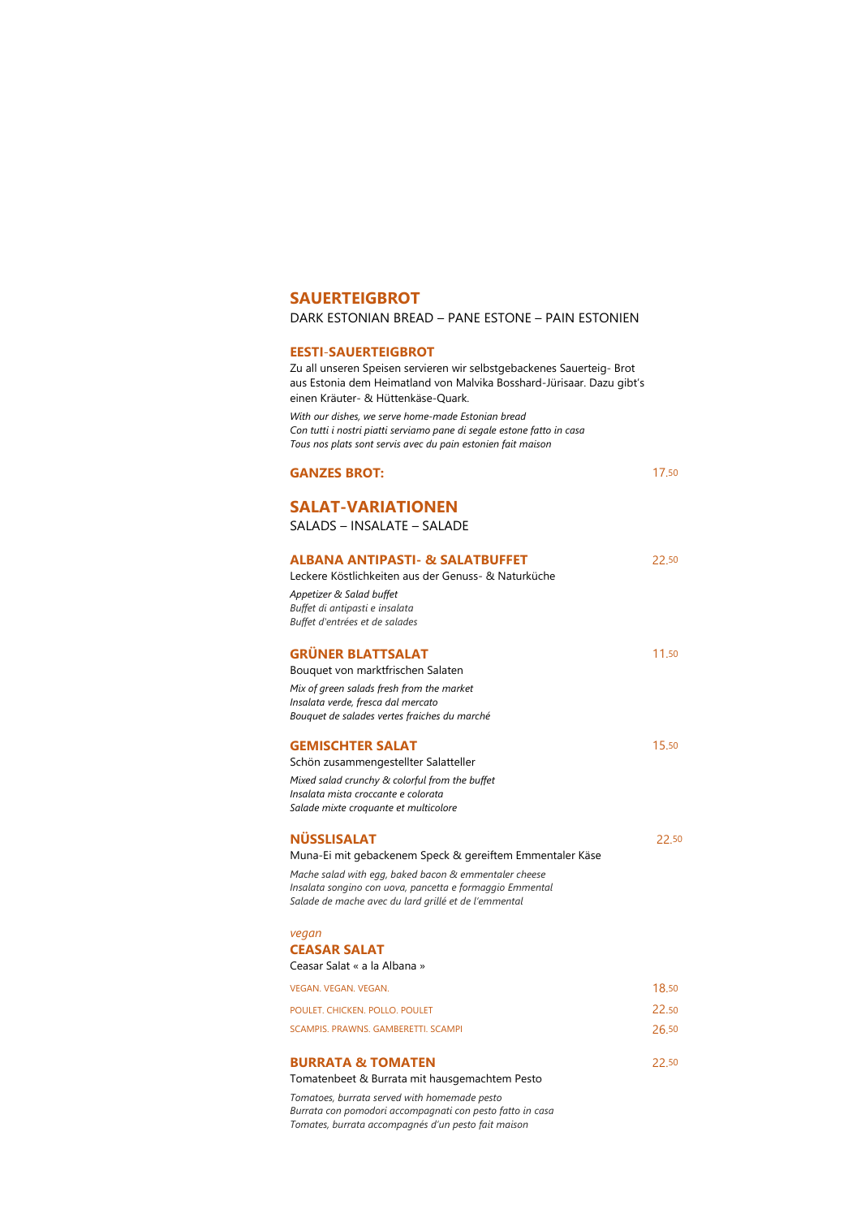## SAUERTEIGBROT

DARK ESTONIAN BREAD – PANE ESTONE – PAIN ESTONIEN

### EESTI-SAUERTEIGBROT

Zu all unseren Speisen servieren wir selbstgebackenes Sauerteig- Brot aus Estonia dem Heimatland von Malvika Bosshard-Jürisaar. Dazu gibt's einen Kräuter- & Hüttenkäse-Quark.

*With our dishes, we serve home-made Estonian bread*
*Con tutti i nostri piatti serviamo pane di segale estone fatto in casa*
*Tous nos plats sont servis avec du pain estonien fait maison*

**GANZES BROT:** 17.50

## SALAT-VARIATIONEN

SALADS – INSALATE – SALADE

### ALBANA ANTIPASTI- & SALATBUFFET 22.50

Leckere Köstlichkeiten aus der Genuss- & Naturküche

*Appetizer & Salad buffet*
*Buffet di antipasti e insalata*
*Buffet d'entrées et de salades*

### GRÜNER BLATTSALAT 11.50

Bouquet von marktfrischen Salaten

*Mix of green salads fresh from the market*
*Insalata verde, fresca dal mercato*
*Bouquet de salades vertes fraiches du marché*

### GEMISCHTER SALAT 15.50

Schön zusammengestellter Salatteller

*Mixed salad crunchy & colorful from the buffet*
*Insalata mista croccante e colorata*
*Salade mixte croquante et multicolore*

### NÜSSLISALAT 22.50

Muna-Ei mit gebackenem Speck & gereiftem Emmentaler Käse

*Mache salad with egg, baked bacon & emmentaler cheese*
*Insalata songino con uova, pancetta e formaggio Emmental*
*Salade de mache avec du lard grillé et de l'emmental*

*vegan*

### CEASAR SALAT

Ceasar Salat « a la Albana »

VEGAN. VEGAN. VEGAN. 18.50

POULET. CHICKEN. POLLO. POULET 22.50

SCAMPIS. PRAWNS. GAMBERETTI. SCAMPI 26.50

### BURRATA & TOMATEN 22.50

Tomatenbeet & Burrata mit hausgemachtem Pesto

*Tomatoes, burrata served with homemade pesto*
*Burrata con pomodori accompagnati con pesto fatto in casa*
*Tomates, burrata accompagnés d'un pesto fait maison*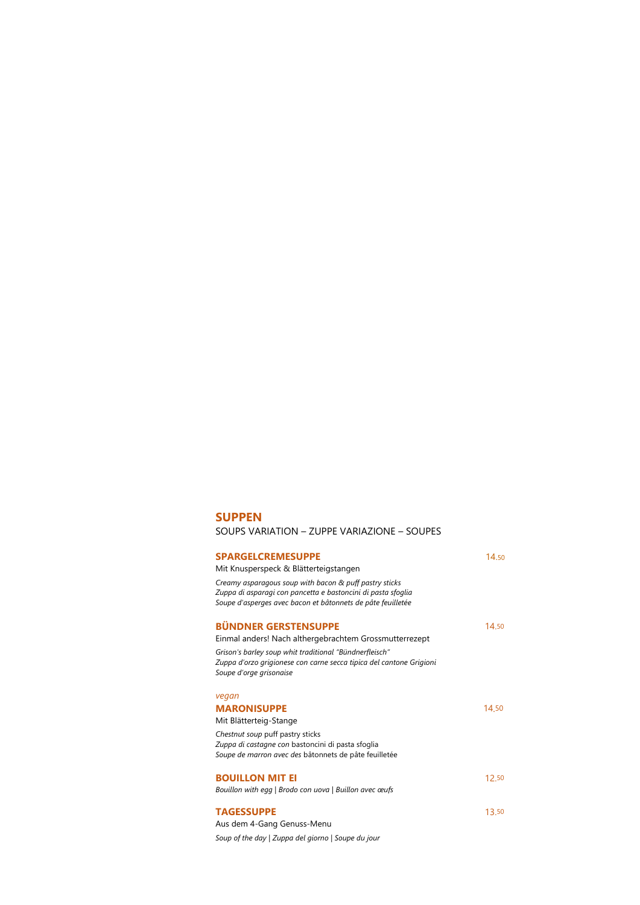## SUPPEN

SOUPS VARIATION – ZUPPE VARIAZIONE – SOUPES

### SPARGELCREMESUPPE

14.50

Mit Knusperspeck & Blätterteigstangen

*Creamy asparagous soup with bacon & puff pastry sticks*
*Zuppa di asparagi con pancetta e bastoncini di pasta sfoglia*
*Soupe d'asperges avec bacon et bâtonnets de pâte feuilletée*

### BÜNDNER GERSTENSUPPE

14.50

Einmal anders! Nach althergebrachtem Grossmutterrezept

*Grison's barley soup whit traditional "Bündnerfleisch"*
*Zuppa d'orzo grigionese con carne secca tipica del cantone Grigioni*
*Soupe d'orge grisonaise*

*vegan*

### MARONISUPPE

14.50

Mit Blätterteig-Stange

*Chestnut soup* puff pastry sticks
*Zuppa di castagne con* bastoncini di pasta sfoglia
*Soupe de marron avec des* bâtonnets de pâte feuilletée

### BOUILLON MIT EI

12.50

*Bouillon with egg | Brodo con uova | Buillon avec œufs*

### TAGESSUPPE

13.50

Aus dem 4-Gang Genuss-Menu

*Soup of the day | Zuppa del giorno | Soupe du jour*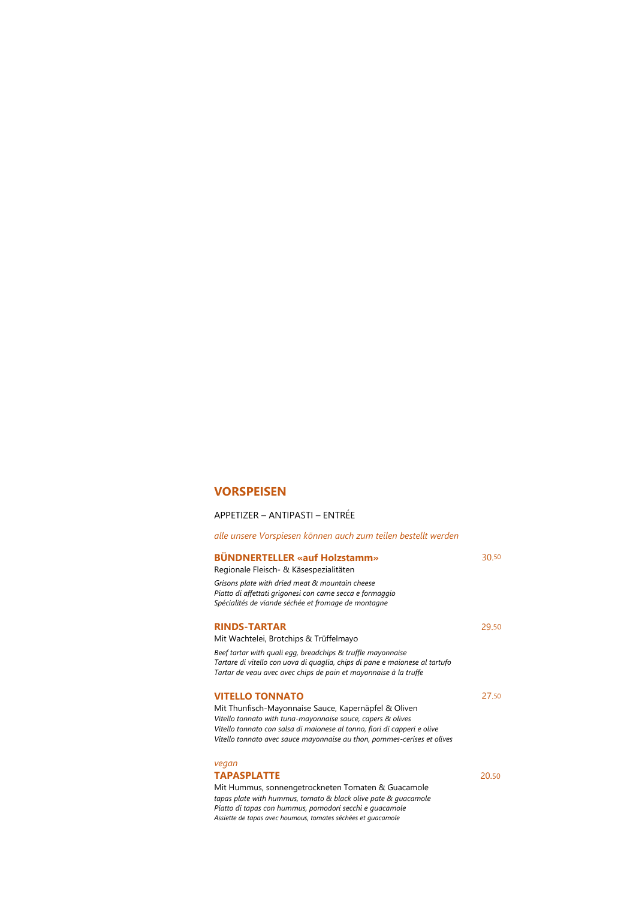## VORSPEISEN

APPETIZER – ANTIPASTI – ENTRÉE

*alle unsere Vorspiesen können auch zum teilen bestellt werden*

### BÜNDNERTELLER «auf Holzstamm» 30.50

Regionale Fleisch- & Käsespezialitäten

*Grisons plate with dried meat & mountain cheese*
*Piatto di affettati grigonesi con carne secca e formaggio*
*Spécialités de viande séchée et fromage de montagne*

### RINDS-TARTAR 29.50

Mit Wachtelei, Brotchips & Trüffelmayo

*Beef tartar with quali egg, breadchips & truffle mayonnaise*
*Tartare di vitello con uova di quaglia, chips di pane e maionese al tartufo*
*Tartar de veau avec avec chips de pain et mayonnaise à la truffe*

### VITELLO TONNATO 27.50

Mit Thunfisch-Mayonnaise Sauce, Kapernäpfel & Oliven
*Vitello tonnato with tuna-mayonnaise sauce, capers & olives*
*Vitello tonnato con salsa di maionese al tonno, fiori di capperi e olive*
*Vitello tonnato avec sauce mayonnaise au thon, pommes-cerises et olives*

*vegan*

### TAPASPLATTE 20.50

Mit Hummus, sonnengetrockneten Tomaten & Guacamole
*tapas plate with hummus, tomato & black olive pate & guacamole*
*Piatto di tapas con hummus, pomodori secchi e guacamole*
*Assiette de tapas avec houmous, tomates séchées et guacamole*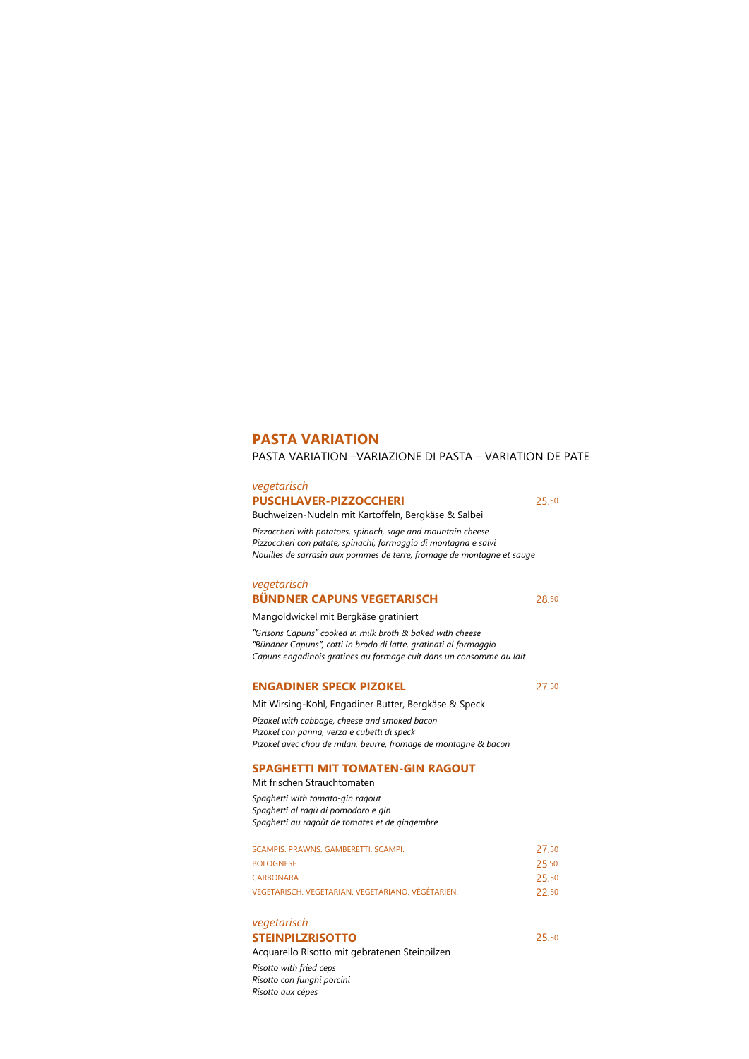## PASTA VARIATION

PASTA VARIATION –VARIAZIONE DI PASTA – VARIATION DE PATE

*vegetarisch*

### PUSCHLAVER-PIZZOCCHERI — 25.50

Buchweizen-Nudeln mit Kartoffeln, Bergkäse & Salbei

*Pizzoccheri with potatoes, spinach, sage and mountain cheese*
*Pizzoccheri con patate, spinachi, formaggio di montagna e salvi*
*Nouilles de sarrasin aux pommes de terre, fromage de montagne et sauge*

*vegetarisch*

### BÜNDNER CAPUNS VEGETARISCH — 28.50

Mangoldwickel mit Bergkäse gratiniert

*"Grisons Capuns" cooked in milk broth & baked with cheese*
*"Bündner Capuns", cotti in brodo di latte, gratinati al formaggio*
*Capuns engadinois gratines au formage cuit dans un consomme au lait*

### ENGADINER SPECK PIZOKEL — 27.50

Mit Wirsing-Kohl, Engadiner Butter, Bergkäse & Speck

*Pizokel with cabbage, cheese and smoked bacon*
*Pizokel con panna, verza e cubetti di speck*
*Pizokel avec chou de milan, beurre, fromage de montagne & bacon*

### SPAGHETTI MIT TOMATEN-GIN RAGOUT

Mit frischen Strauchtomaten

*Spaghetti with tomato-gin ragout*
*Spaghetti al ragù di pomodoro e gin*
*Spaghetti au ragoût de tomates et de gingembre*

| | |
|---|---|
| SCAMPIS. PRAWNS. GAMBERETTI. SCAMPI. | 27.50 |
| BOLOGNESE | 25.50 |
| CARBONARA | 25.50 |
| VEGETARISCH. VEGETARIAN. VEGETARIANO. VÉGÉTARIEN. | 22.50 |

*vegetarisch*

### STEINPILZRISOTTO — 25.50

Acquarello Risotto mit gebratenen Steinpilzen

*Risotto with fried ceps*
*Risotto con funghi porcini*
*Risotto aux cépes*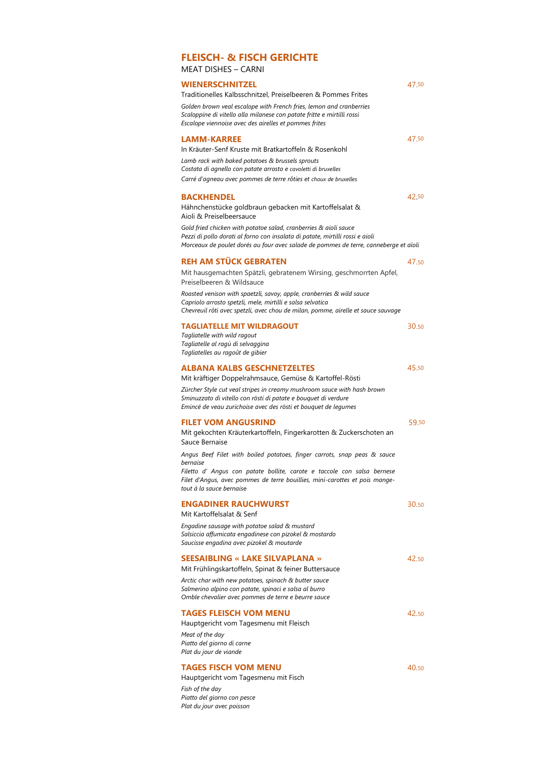# FLEISCH- & FISCH GERICHTE

MEAT DISHES – CARNI

## WIENERSCHNITZEL 47.50

Traditionelles Kalbsschnitzel, Preiselbeeren & Pommes Frites

*Golden brown veal escalope with French fries, lemon and cranberries*
*Scaloppine di vitello alla milanese con patate fritte e mirtilli rossi*
*Escalope viennoise avec des airelles et pommes frites*

## LAMM-KARREE 47.50

In Kräuter-Senf Kruste mit Bratkartoffeln & Rosenkohl

*Lamb rack with baked potatoes & brussels sprouts*
*Costata di agnello con patate arrosto e cavoletti di bruxelles*
*Carré d'agneau avec pommes de terre rôties et choux de bruxelles*

## BACKHENDEL 42.50

Hähnchenstücke goldbraun gebacken mit Kartoffelsalat & Aioli & Preiselbeersauce

*Gold fried chicken with potatoe salad, cranberries & aioli sauce*
*Pezzi di pollo dorati al forno con insalata di patate, mirtilli rossi e aioli*
*Morceaux de poulet dorés au four avec salade de pommes de terre, canneberge et aïoli*

## REH AM STÜCK GEBRATEN 47.50

Mit hausgemachten Spätzli, gebratenem Wirsing, geschmorrten Apfel, Preiselbeeren & Wildsauce

*Roasted venison with spaetzli, savoy, apple, cranberries & wild sauce*
*Capriolo arrosto spetzli, mele, mirtilli e salsa selvatica*
*Chevreuil rôti avec spetzli, avec chou de milan, pomme, airelle et sauce sauvage*

## TAGLIATELLE MIT WILDRAGOUT 30.50

*Tagliatelle with wild ragout*
*Tagliatelle al ragù di selvaggina*
*Tagliatelles au ragoût de gibier*

## ALBANA KALBS GESCHNETZELTES 45.50

Mit kräftiger Doppelrahmsauce, Gemüse & Kartoffel-Rösti

*Zürcher Style cut veal stripes in creamy mushroom sauce with hash brown*
*Sminuzzato di vitello con rösti di patate e bouquet di verdure*
*Emincé de veau zurichoise avec des rösti et bouquet de legumes*

## FILET VOM ANGUSRIND 59.50

Mit gekochten Kräuterkartoffeln, Fingerkarotten & Zuckerschoten an Sauce Bernaise

*Angus Beef Filet with boiled potatoes, finger carrots, snap peas & sauce bernaise*
*Filetto d' Angus con patate bollite, carote e taccole con salsa bernese*
*Filet d'Angus, avec pommes de terre bouillies, mini-carottes et pois mange-tout à la sauce bernaise*

## ENGADINER RAUCHWURST 30.50

Mit Kartoffelsalat & Senf

*Engadine sausage with potatoe salad & mustard*
*Salsiccia affumicata engadinese con pizokel & mostardo*
*Saucisse engadina avec pizokel & moutarde*

## SEESAIBLING « LAKE SILVAPLANA » 42.50

Mit Frühlingskartoffeln, Spinat & feiner Buttersauce

*Arctic char with new potatoes, spinach & butter sauce*
*Salmerino alpino con patate, spinaci e salsa al burro*
*Omble chevalier avec pommes de terre e beurre sauce*

## TAGES FLEISCH VOM MENU 42.50

Hauptgericht vom Tagesmenu mit Fleisch

*Meat of the day*
*Piatto del giorno di carne*
*Plat du jour de viande*

## TAGES FISCH VOM MENU 40.50

Hauptgericht vom Tagesmenu mit Fisch

*Fish of the day*
*Piatto del giorno con pesce*
*Plat du jour avec poisson*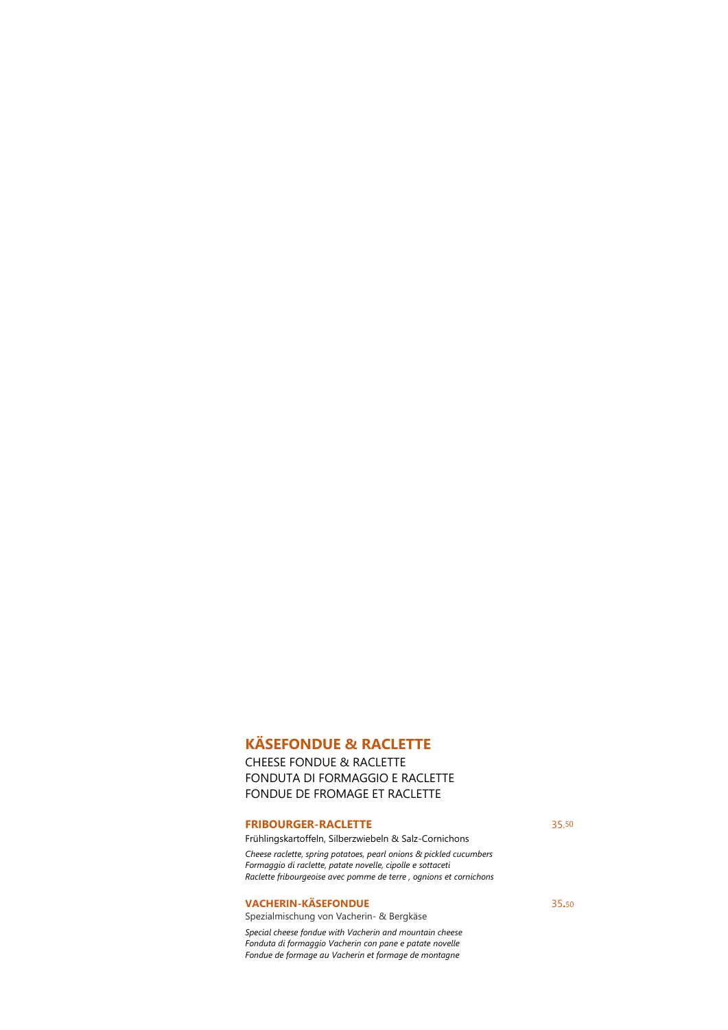# KÄSEFONDUE & RACLETTE

CHEESE FONDUE & RACLETTE
FONDUTA DI FORMAGGIO E RACLETTE
FONDUE DE FROMAGE ET RACLETTE

### FRIBOURGER-RACLETTE — 35.50

Frühlingskartoffeln, Silberzwiebeln & Salz-Cornichons

*Cheese raclette, spring potatoes, pearl onions & pickled cucumbers*
*Formaggio di raclette, patate novelle, cipolle e sottaceti*
*Raclette fribourgeoise avec pomme de terre , ognions et cornichons*

### VACHERIN-KÄSEFONDUE — 35.50

Spezialmischung von Vacherin- & Bergkäse

*Special cheese fondue with Vacherin and mountain cheese*
*Fonduta di formaggio Vacherin con pane e patate novelle*
*Fondue de formage au Vacherin et formage de montagne*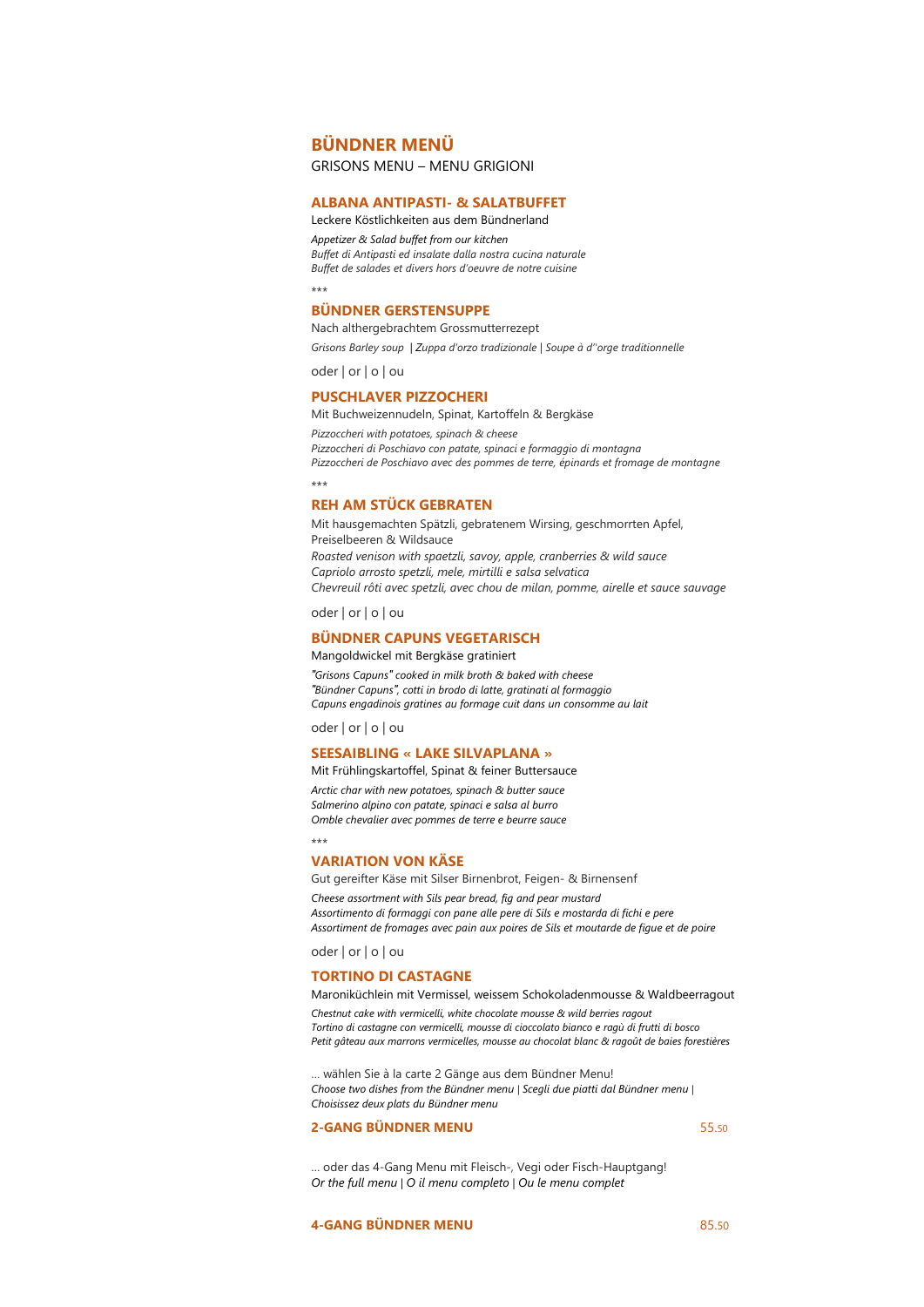# BÜNDNER MENÜ

GRISONS MENU – MENU GRIGIONI

### ALBANA ANTIPASTI- & SALATBUFFET

Leckere Köstlichkeiten aus dem Bündnerland

*Appetizer & Salad buffet from our kitchen*
*Buffet di Antipasti ed insalate dalla nostra cucina naturale*
*Buffet de salades et divers hors d'oeuvre de notre cuisine*

\*\*\*

### BÜNDNER GERSTENSUPPE

Nach althergebrachtem Grossmutterrezept

*Grisons Barley soup | Zuppa d'orzo tradizionale | Soupe à d''orge traditionnelle*

oder | or | o | ou

### PUSCHLAVER PIZZOCHERI

Mit Buchweizennudeln, Spinat, Kartoffeln & Bergkäse

*Pizzoccheri with potatoes, spinach & cheese*
*Pizzoccheri di Poschiavo con patate, spinaci e formaggio di montagna*
*Pizzoccheri de Poschiavo avec des pommes de terre, épinards et fromage de montagne*

\*\*\*

### REH AM STÜCK GEBRATEN

Mit hausgemachten Spätzli, gebratenem Wirsing, geschmorrten Apfel, Preiselbeeren & Wildsauce

*Roasted venison with spaetzli, savoy, apple, cranberries & wild sauce*
*Capriolo arrosto spetzli, mele, mirtilli e salsa selvatica*
*Chevreuil rôti avec spetzli, avec chou de milan, pomme, airelle et sauce sauvage*

oder | or | o | ou

### BÜNDNER CAPUNS VEGETARISCH

Mangoldwickel mit Bergkäse gratiniert

*"Grisons Capuns" cooked in milk broth & baked with cheese*
*"Bündner Capuns", cotti in brodo di latte, gratinati al formaggio*
*Capuns engadinois gratines au formage cuit dans un consomme au lait*

oder | or | o | ou

### SEESAIBLING « LAKE SILVAPLANA »

Mit Frühlingskartoffel, Spinat & feiner Buttersauce

*Arctic char with new potatoes, spinach & butter sauce*
*Salmerino alpino con patate, spinaci e salsa al burro*
*Omble chevalier avec pommes de terre e beurre sauce*

\*\*\*

### VARIATION VON KÄSE

Gut gereifter Käse mit Silser Birnenbrot, Feigen- & Birnensenf

*Cheese assortment with Sils pear bread, fig and pear mustard*
*Assortimento di formaggi con pane alle pere di Sils e mostarda di fichi e pere*
*Assortiment de fromages avec pain aux poires de Sils et moutarde de figue et de poire*

oder | or | o | ou

### TORTINO DI CASTAGNE

Maroniküchlein mit Vermissel, weissem Schokoladenmousse & Waldbeerragout

*Chestnut cake with vermicelli, white chocolate mousse & wild berries ragout*
*Tortino di castagne con vermicelli, mousse di cioccolato bianco e ragù di frutti di bosco*
*Petit gâteau aux marrons vermicelles, mousse au chocolat blanc & ragoût de baies forestières*

… wählen Sie à la carte 2 Gänge aus dem Bündner Menu!
*Choose two dishes from the Bündner menu | Scegli due piatti dal Bündner menu | Choisissez deux plats du Bündner menu*

**2-GANG BÜNDNER MENU** 55.50

… oder das 4-Gang Menu mit Fleisch-, Vegi oder Fisch-Hauptgang!
*Or the full menu | O il menu completo | Ou le menu complet*

**4-GANG BÜNDNER MENU** 85.50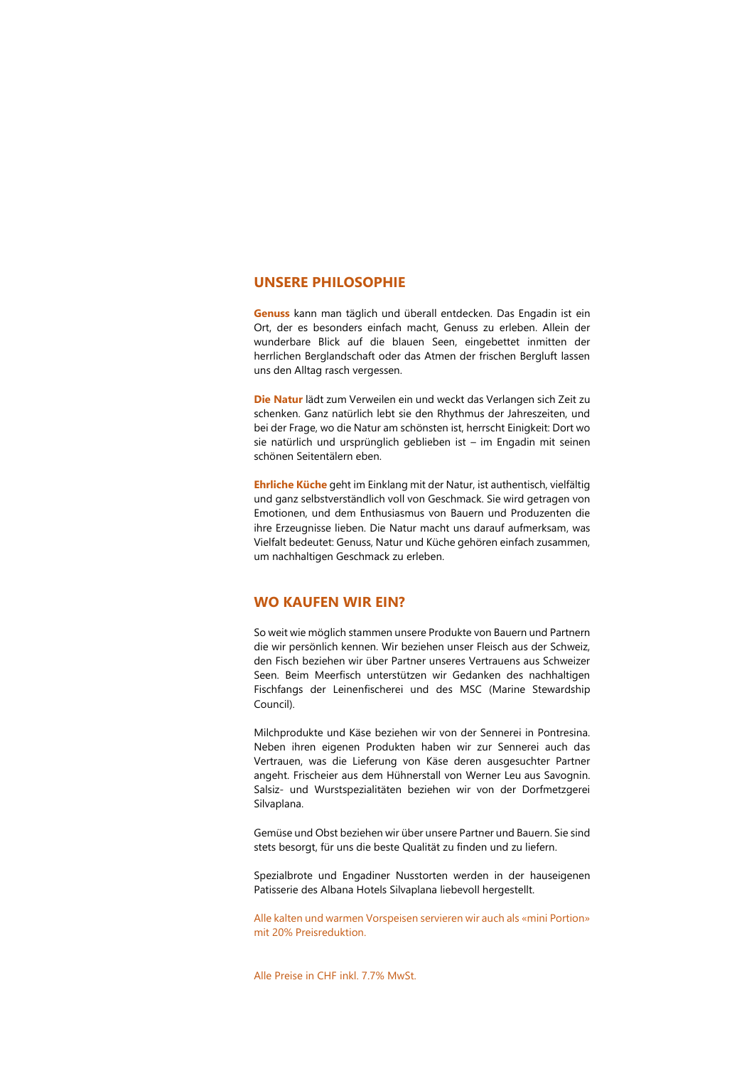## UNSERE PHILOSOPHIE

**Genuss** kann man täglich und überall entdecken. Das Engadin ist ein Ort, der es besonders einfach macht, Genuss zu erleben. Allein der wunderbare Blick auf die blauen Seen, eingebettet inmitten der herrlichen Berglandschaft oder das Atmen der frischen Bergluft lassen uns den Alltag rasch vergessen.

**Die Natur** lädt zum Verweilen ein und weckt das Verlangen sich Zeit zu schenken. Ganz natürlich lebt sie den Rhythmus der Jahreszeiten, und bei der Frage, wo die Natur am schönsten ist, herrscht Einigkeit: Dort wo sie natürlich und ursprünglich geblieben ist – im Engadin mit seinen schönen Seitentälern eben.

**Ehrliche Küche** geht im Einklang mit der Natur, ist authentisch, vielfältig und ganz selbstverständlich voll von Geschmack. Sie wird getragen von Emotionen, und dem Enthusiasmus von Bauern und Produzenten die ihre Erzeugnisse lieben. Die Natur macht uns darauf aufmerksam, was Vielfalt bedeutet: Genuss, Natur und Küche gehören einfach zusammen, um nachhaltigen Geschmack zu erleben.

## WO KAUFEN WIR EIN?

So weit wie möglich stammen unsere Produkte von Bauern und Partnern die wir persönlich kennen. Wir beziehen unser Fleisch aus der Schweiz, den Fisch beziehen wir über Partner unseres Vertrauens aus Schweizer Seen. Beim Meerfisch unterstützen wir Gedanken des nachhaltigen Fischfangs der Leinenfischerei und des MSC (Marine Stewardship Council).

Milchprodukte und Käse beziehen wir von der Sennerei in Pontresina. Neben ihren eigenen Produkten haben wir zur Sennerei auch das Vertrauen, was die Lieferung von Käse deren ausgesuchter Partner angeht. Frischeier aus dem Hühnerstall von Werner Leu aus Savognin. Salsiz- und Wurstspezialitäten beziehen wir von der Dorfmetzgerei Silvaplana.

Gemüse und Obst beziehen wir über unsere Partner und Bauern. Sie sind stets besorgt, für uns die beste Qualität zu finden und zu liefern.

Spezialbrote und Engadiner Nusstorten werden in der hauseigenen Patisserie des Albana Hotels Silvaplana liebevoll hergestellt.

Alle kalten und warmen Vorspeisen servieren wir auch als «mini Portion» mit 20% Preisreduktion.

Alle Preise in CHF inkl. 7.7% MwSt.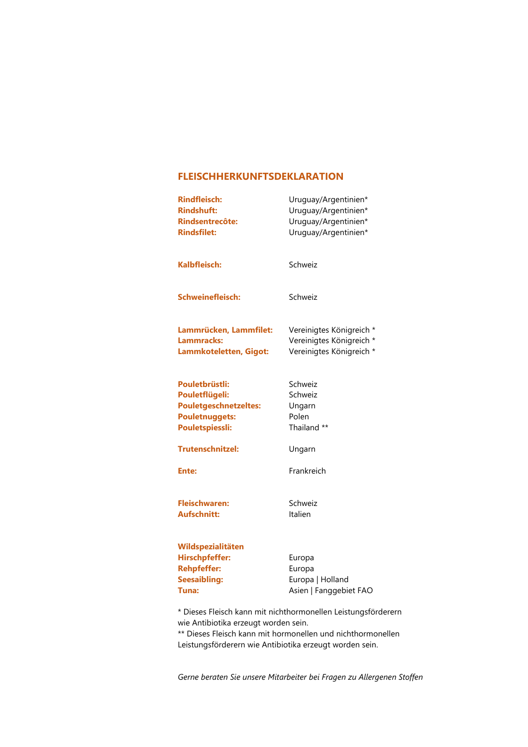## FLEISCHHERKUNFTSDEKLARATION

| | |
|---|---|
| **Rindfleisch:** | Uruguay/Argentinien* |
| **Rindshuft:** | Uruguay/Argentinien* |
| **Rindsentrecôte:** | Uruguay/Argentinien* |
| **Rindsfilet:** | Uruguay/Argentinien* |
| | |
| **Kalbfleisch:** | Schweiz |
| | |
| **Schweinefleisch:** | Schweiz |
| | |
| **Lammrücken, Lammfilet:** | Vereinigtes Königreich * |
| **Lammracks:** | Vereinigtes Königreich * |
| **Lammkoteletten, Gigot:** | Vereinigtes Königreich * |
| | |
| **Pouletbrüstli:** | Schweiz |
| **Pouletflügeli:** | Schweiz |
| **Pouletgeschnetzeltes:** | Ungarn |
| **Pouletnuggets:** | Polen |
| **Pouletspiessli:** | Thailand ** |
| | |
| **Trutenschnitzel:** | Ungarn |
| | |
| **Ente:** | Frankreich |
| | |
| **Fleischwaren:** | Schweiz |
| **Aufschnitt:** | Italien |
| | |
| **Wildspezialitäten** | |
| **Hirschpfeffer:** | Europa |
| **Rehpfeffer:** | Europa |
| **Seesaibling:** | Europa \| Holland |
| **Tuna:** | Asien \| Fanggebiet FAO |

* Dieses Fleisch kann mit nichthormonellen Leistungsförderern wie Antibiotika erzeugt worden sein.
** Dieses Fleisch kann mit hormonellen und nichthormonellen Leistungsförderern wie Antibiotika erzeugt worden sein.

*Gerne beraten Sie unsere Mitarbeiter bei Fragen zu Allergenen Stoffen*